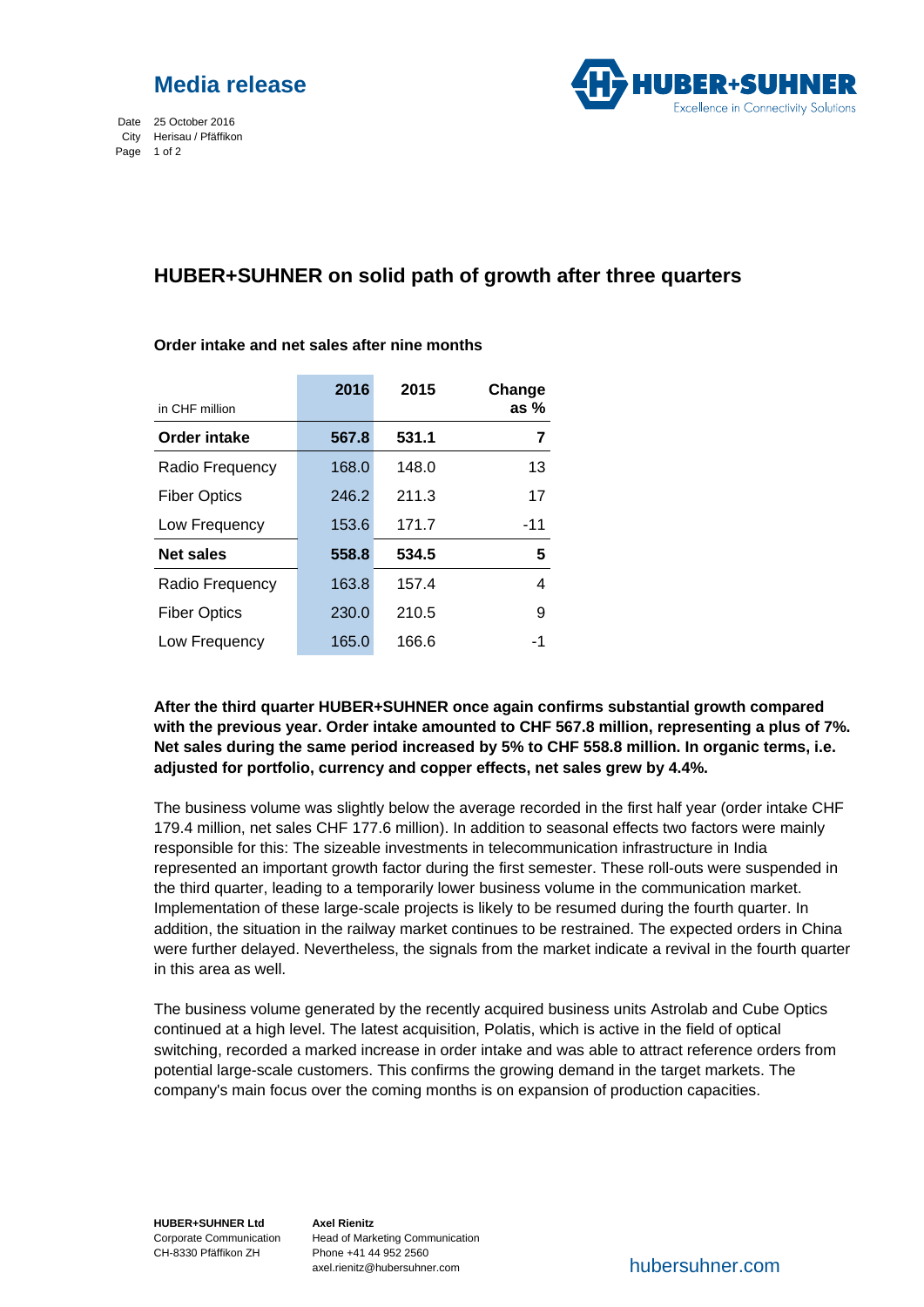# Media release

Date 25 October 2016
City Herisau / Pfäffikon

## HUBER+SUHNER on solid path of growth after three quarters

**Order intake and net sales after nine months**

| in CHF million | 2016 | 2015 | Change as % |
|---|---|---|---|
| **Order intake** | **567.8** | **531.1** | **7** |
| Radio Frequency | 168.0 | 148.0 | 13 |
| Fiber Optics | 246.2 | 211.3 | 17 |
| Low Frequency | 153.6 | 171.7 | -11 |
| **Net sales** | **558.8** | **534.5** | **5** |
| Radio Frequency | 163.8 | 157.4 | 4 |
| Fiber Optics | 230.0 | 210.5 | 9 |
| Low Frequency | 165.0 | 166.6 | -1 |

**After the third quarter HUBER+SUHNER once again confirms substantial growth compared with the previous year. Order intake amounted to CHF 567.8 million, representing a plus of 7%. Net sales during the same period increased by 5% to CHF 558.8 million. In organic terms, i.e. adjusted for portfolio, currency and copper effects, net sales grew by 4.4%.**

The business volume was slightly below the average recorded in the first half year (order intake CHF 179.4 million, net sales CHF 177.6 million). In addition to seasonal effects two factors were mainly responsible for this: The sizeable investments in telecommunication infrastructure in India represented an important growth factor during the first semester. These roll-outs were suspended in the third quarter, leading to a temporarily lower business volume in the communication market. Implementation of these large-scale projects is likely to be resumed during the fourth quarter. In addition, the situation in the railway market continues to be restrained. The expected orders in China were further delayed. Nevertheless, the signals from the market indicate a revival in the fourth quarter in this area as well.

The business volume generated by the recently acquired business units Astrolab and Cube Optics continued at a high level. The latest acquisition, Polatis, which is active in the field of optical switching, recorded a marked increase in order intake and was able to attract reference orders from potential large-scale customers. This confirms the growing demand in the target markets. The company's main focus over the coming months is on expansion of production capacities.

**HUBER+SUHNER Ltd**
Corporate Communication
CH-8330 Pfäffikon ZH

**Axel Rienitz**
Head of Marketing Communication
Phone +41 44 952 2560
axel.rienitz@hubersuhner.com

hubersuhner.com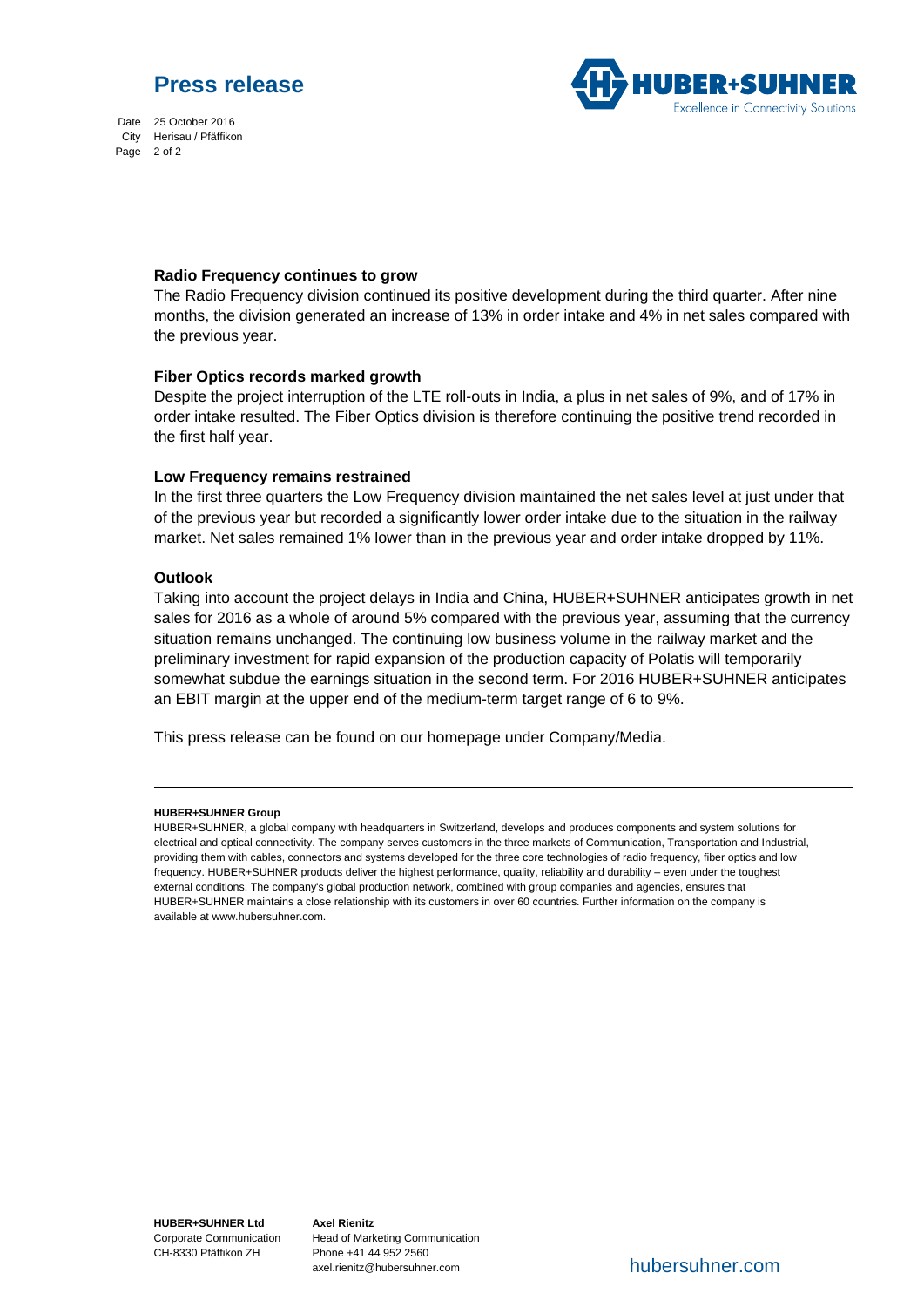### Radio Frequency continues to grow

The Radio Frequency division continued its positive development during the third quarter. After nine months, the division generated an increase of 13% in order intake and 4% in net sales compared with the previous year.

### Fiber Optics records marked growth

Despite the project interruption of the LTE roll-outs in India, a plus in net sales of 9%, and of 17% in order intake resulted. The Fiber Optics division is therefore continuing the positive trend recorded in the first half year.

### Low Frequency remains restrained

In the first three quarters the Low Frequency division maintained the net sales level at just under that of the previous year but recorded a significantly lower order intake due to the situation in the railway market. Net sales remained 1% lower than in the previous year and order intake dropped by 11%.

### Outlook

Taking into account the project delays in India and China, HUBER+SUHNER anticipates growth in net sales for 2016 as a whole of around 5% compared with the previous year, assuming that the currency situation remains unchanged. The continuing low business volume in the railway market and the preliminary investment for rapid expansion of the production capacity of Polatis will temporarily somewhat subdue the earnings situation in the second term. For 2016 HUBER+SUHNER anticipates an EBIT margin at the upper end of the medium-term target range of 6 to 9%.

This press release can be found on our homepage under Company/Media.

---

**HUBER+SUHNER Group**

HUBER+SUHNER, a global company with headquarters in Switzerland, develops and produces components and system solutions for electrical and optical connectivity. The company serves customers in the three markets of Communication, Transportation and Industrial, providing them with cables, connectors and systems developed for the three core technologies of radio frequency, fiber optics and low frequency. HUBER+SUHNER products deliver the highest performance, quality, reliability and durability – even under the toughest external conditions. The company's global production network, combined with group companies and agencies, ensures that HUBER+SUHNER maintains a close relationship with its customers in over 60 countries. Further information on the company is available at www.hubersuhner.com.

**HUBER+SUHNER Ltd**
Corporate Communication
CH-8330 Pfäffikon ZH

**Axel Rienitz**
Head of Marketing Communication
Phone +41 44 952 2560
axel.rienitz@hubersuhner.com

hubersuhner.com